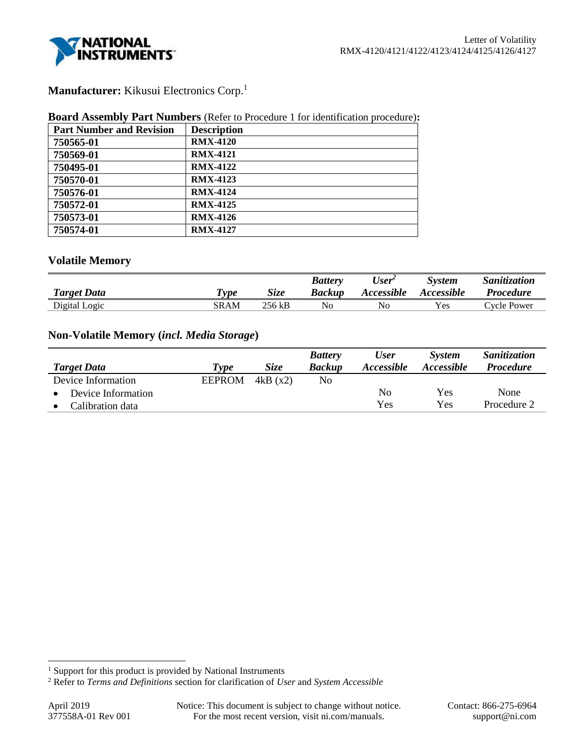**Manufacturer:** Kikusui Electronics Corp.[1]

**Board Assembly Part Numbers** (Refer to Procedure 1 for identification procedure)**:**

| Part Number and Revision | Description |
|---|---|
| 750565-01 | RMX-4120 |
| 750569-01 | RMX-4121 |
| 750495-01 | RMX-4122 |
| 750570-01 | RMX-4123 |
| 750576-01 | RMX-4124 |
| 750572-01 | RMX-4125 |
| 750573-01 | RMX-4126 |
| 750574-01 | RMX-4127 |

## Volatile Memory

| *Target Data* | *Type* | *Size* | *Battery Backup* | *User[2] Accessible* | *System Accessible* | *Sanitization Procedure* |
|---|---|---|---|---|---|---|
| Digital Logic | SRAM | 256 kB | No | No | Yes | Cycle Power |

## Non-Volatile Memory (*incl. Media Storage*)

| *Target Data* | *Type* | *Size* | *Battery Backup* | *User Accessible* | *System Accessible* | *Sanitization Procedure* |
|---|---|---|---|---|---|---|
| Device Information | EEPROM | 4kB (x2) | No | | | |
| • Device Information | | | | No | Yes | None |
| • Calibration data | | | | Yes | Yes | Procedure 2 |

[1] Support for this product is provided by National Instruments

[2] Refer to *Terms and Definitions* section for clarification of *User* and *System Accessible*

April 2019
377558A-01 Rev 001

Notice: This document is subject to change without notice. For the most recent version, visit ni.com/manuals.

Contact: 866-275-6964
support@ni.com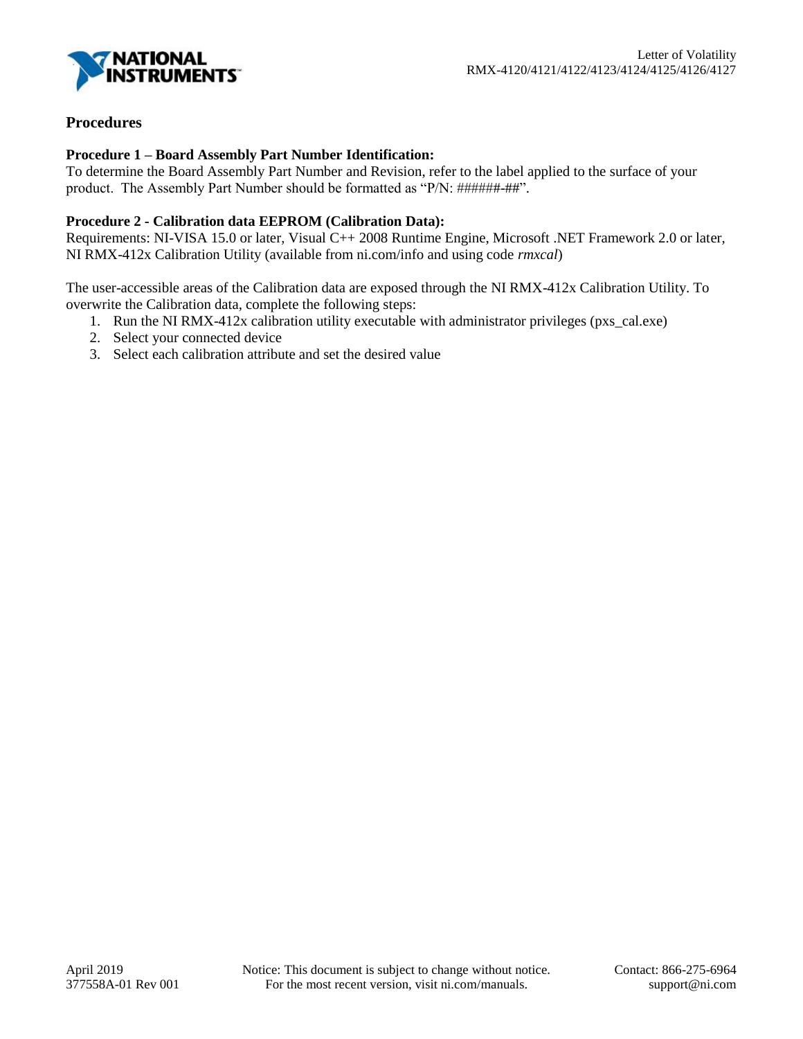## Procedures

**Procedure 1 – Board Assembly Part Number Identification:**
To determine the Board Assembly Part Number and Revision, refer to the label applied to the surface of your product. The Assembly Part Number should be formatted as "P/N: ######-##".

**Procedure 2 - Calibration data EEPROM (Calibration Data):**
Requirements: NI-VISA 15.0 or later, Visual C++ 2008 Runtime Engine, Microsoft .NET Framework 2.0 or later, NI RMX-412x Calibration Utility (available from ni.com/info and using code *rmxcal*)

The user-accessible areas of the Calibration data are exposed through the NI RMX-412x Calibration Utility. To overwrite the Calibration data, complete the following steps:

1. Run the NI RMX-412x calibration utility executable with administrator privileges (pxs_cal.exe)
2. Select your connected device
3. Select each calibration attribute and set the desired value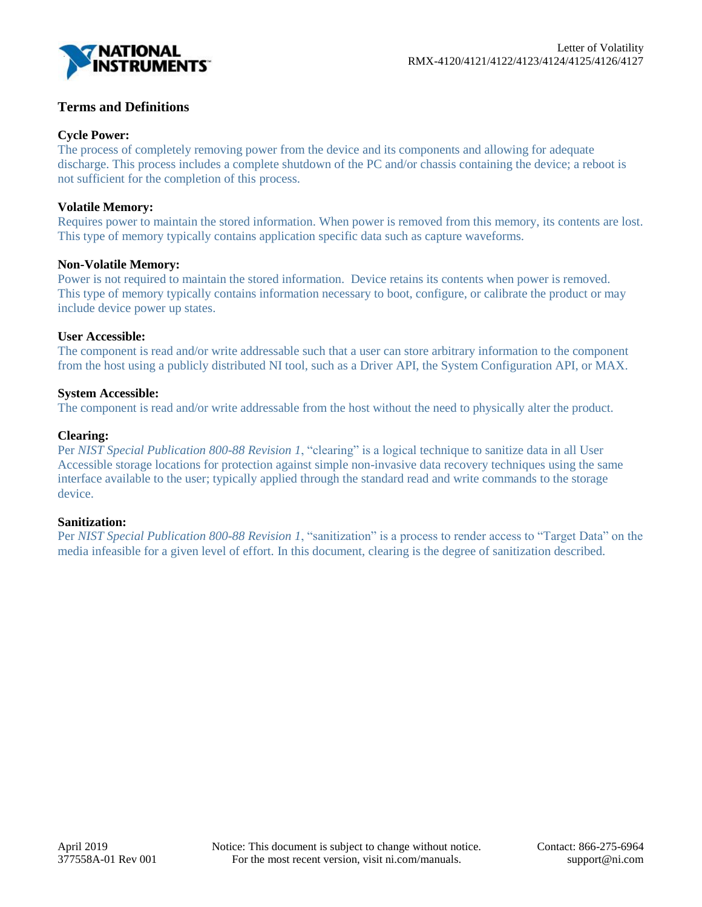## Terms and Definitions

**Cycle Power:**
The process of completely removing power from the device and its components and allowing for adequate discharge. This process includes a complete shutdown of the PC and/or chassis containing the device; a reboot is not sufficient for the completion of this process.

**Volatile Memory:**
Requires power to maintain the stored information. When power is removed from this memory, its contents are lost. This type of memory typically contains application specific data such as capture waveforms.

**Non-Volatile Memory:**
Power is not required to maintain the stored information. Device retains its contents when power is removed. This type of memory typically contains information necessary to boot, configure, or calibrate the product or may include device power up states.

**User Accessible:**
The component is read and/or write addressable such that a user can store arbitrary information to the component from the host using a publicly distributed NI tool, such as a Driver API, the System Configuration API, or MAX.

**System Accessible:**
The component is read and/or write addressable from the host without the need to physically alter the product.

**Clearing:**
Per *NIST Special Publication 800-88 Revision 1*, "clearing" is a logical technique to sanitize data in all User Accessible storage locations for protection against simple non-invasive data recovery techniques using the same interface available to the user; typically applied through the standard read and write commands to the storage device.

**Sanitization:**
Per *NIST Special Publication 800-88 Revision 1*, "sanitization" is a process to render access to "Target Data" on the media infeasible for a given level of effort. In this document, clearing is the degree of sanitization described.